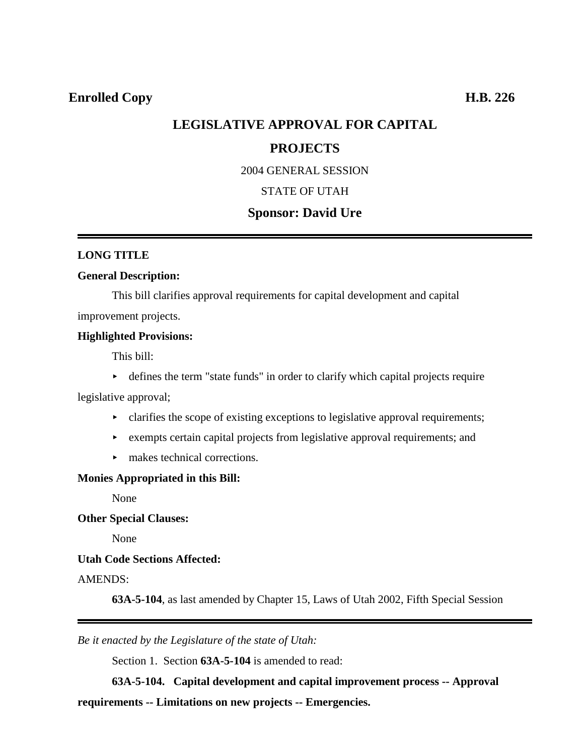**Enrolled Copy** **H.B. 226**

# LEGISLATIVE APPROVAL FOR CAPITAL PROJECTS

2004 GENERAL SESSION

STATE OF UTAH

**Sponsor: David Ure**

---

**LONG TITLE**

**General Description:**

This bill clarifies approval requirements for capital development and capital improvement projects.

**Highlighted Provisions:**

This bill:

- defines the term "state funds" in order to clarify which capital projects require legislative approval;
- clarifies the scope of existing exceptions to legislative approval requirements;
- exempts certain capital projects from legislative approval requirements; and
- makes technical corrections.

**Monies Appropriated in this Bill:**

None

**Other Special Clauses:**

None

**Utah Code Sections Affected:**

AMENDS:

**63A-5-104**, as last amended by Chapter 15, Laws of Utah 2002, Fifth Special Session

---

*Be it enacted by the Legislature of the state of Utah:*

Section 1. Section **63A-5-104** is amended to read:

**63A-5-104. Capital development and capital improvement process -- Approval requirements -- Limitations on new projects -- Emergencies.**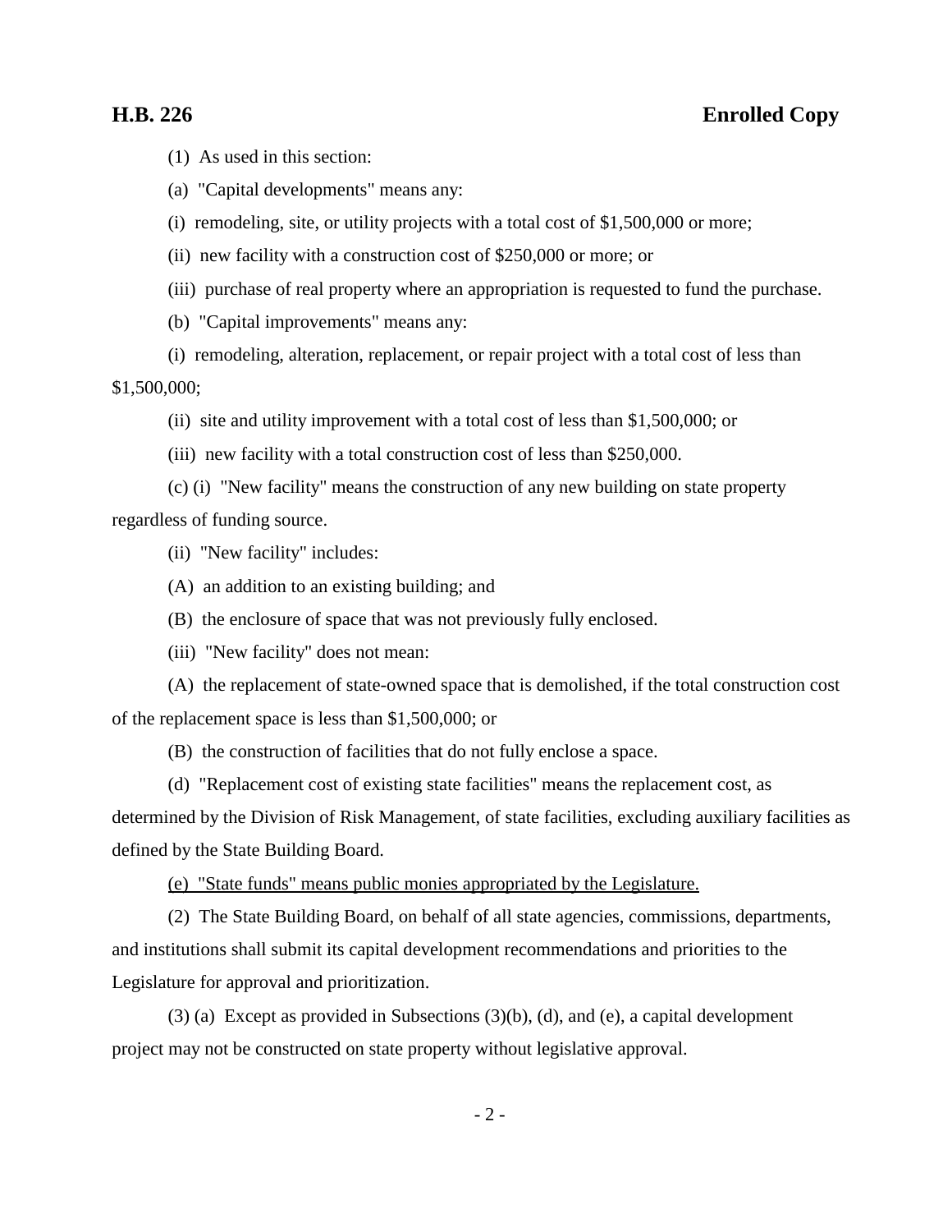(1) As used in this section:

(a) "Capital developments" means any:

(i) remodeling, site, or utility projects with a total cost of $1,500,000 or more;

(ii) new facility with a construction cost of $250,000 or more; or

(iii) purchase of real property where an appropriation is requested to fund the purchase.

(b) "Capital improvements" means any:

(i) remodeling, alteration, replacement, or repair project with a total cost of less than $1,500,000;

(ii) site and utility improvement with a total cost of less than $1,500,000; or

(iii) new facility with a total construction cost of less than $250,000.

(c) (i) "New facility" means the construction of any new building on state property regardless of funding source.

(ii) "New facility" includes:

(A) an addition to an existing building; and

(B) the enclosure of space that was not previously fully enclosed.

(iii) "New facility" does not mean:

(A) the replacement of state-owned space that is demolished, if the total construction cost of the replacement space is less than $1,500,000; or

(B) the construction of facilities that do not fully enclose a space.

(d) "Replacement cost of existing state facilities" means the replacement cost, as determined by the Division of Risk Management, of state facilities, excluding auxiliary facilities as defined by the State Building Board.

<u>(e) "State funds" means public monies appropriated by the Legislature.</u>

(2) The State Building Board, on behalf of all state agencies, commissions, departments, and institutions shall submit its capital development recommendations and priorities to the Legislature for approval and prioritization.

(3) (a) Except as provided in Subsections (3)(b), (d), and (e), a capital development project may not be constructed on state property without legislative approval.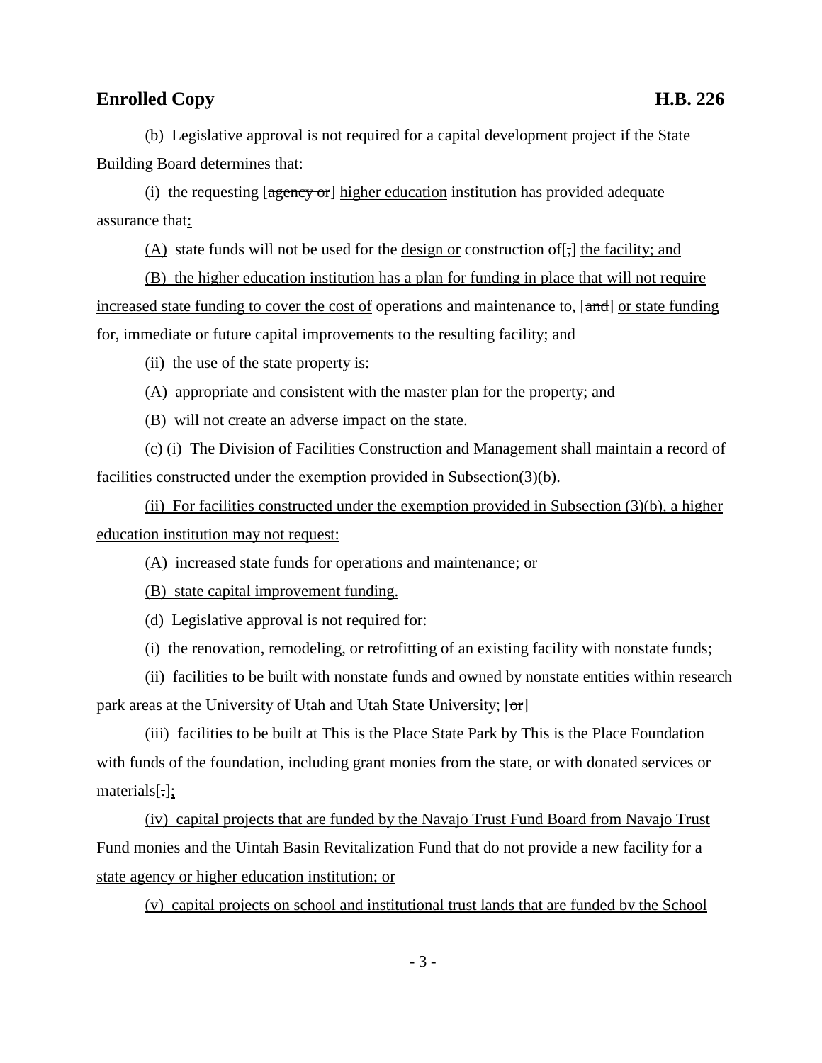(b) Legislative approval is not required for a capital development project if the State Building Board determines that:

(i) the requesting [~~agency or~~] <u>higher education</u> institution has provided adequate assurance that<u>:</u>

<u>(A)</u> state funds will not be used for the <u>design or</u> construction of[~~,~~] <u>the facility; and</u>

<u>(B) the higher education institution has a plan for funding in place that will not require increased state funding to cover the cost of</u> operations and maintenance to, [~~and~~] <u>or state funding for,</u> immediate or future capital improvements to the resulting facility; and

(ii) the use of the state property is:

(A) appropriate and consistent with the master plan for the property; and

(B) will not create an adverse impact on the state.

(c) <u>(i)</u> The Division of Facilities Construction and Management shall maintain a record of facilities constructed under the exemption provided in Subsection(3)(b).

<u>(ii) For facilities constructed under the exemption provided in Subsection (3)(b), a higher education institution may not request:</u>

<u>(A) increased state funds for operations and maintenance; or</u>

<u>(B) state capital improvement funding.</u>

(d) Legislative approval is not required for:

(i) the renovation, remodeling, or retrofitting of an existing facility with nonstate funds;

(ii) facilities to be built with nonstate funds and owned by nonstate entities within research park areas at the University of Utah and Utah State University; [~~or~~]

(iii) facilities to be built at This is the Place State Park by This is the Place Foundation with funds of the foundation, including grant monies from the state, or with donated services or materials[~~.~~]<u>;</u>

<u>(iv) capital projects that are funded by the Navajo Trust Fund Board from Navajo Trust Fund monies and the Uintah Basin Revitalization Fund that do not provide a new facility for a state agency or higher education institution; or</u>

<u>(v) capital projects on school and institutional trust lands that are funded by the School</u>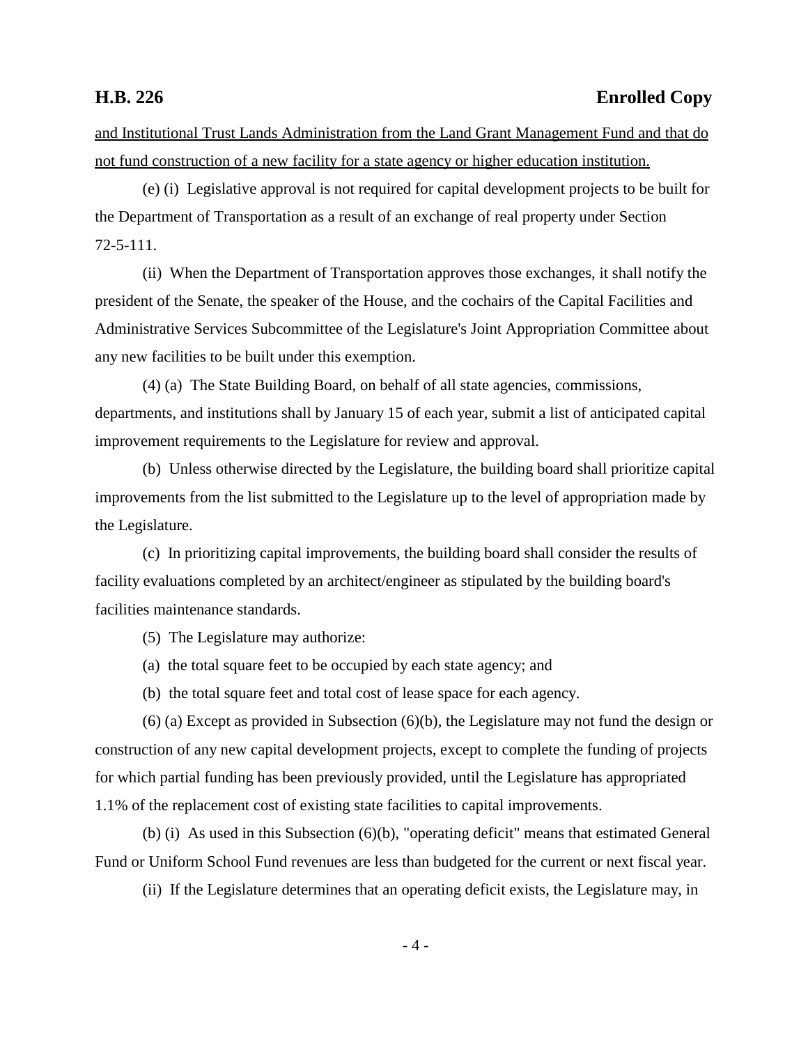and Institutional Trust Lands Administration from the Land Grant Management Fund and that do not fund construction of a new facility for a state agency or higher education institution.

(e) (i) Legislative approval is not required for capital development projects to be built for the Department of Transportation as a result of an exchange of real property under Section 72-5-111.

(ii) When the Department of Transportation approves those exchanges, it shall notify the president of the Senate, the speaker of the House, and the cochairs of the Capital Facilities and Administrative Services Subcommittee of the Legislature's Joint Appropriation Committee about any new facilities to be built under this exemption.

(4) (a) The State Building Board, on behalf of all state agencies, commissions, departments, and institutions shall by January 15 of each year, submit a list of anticipated capital improvement requirements to the Legislature for review and approval.

(b) Unless otherwise directed by the Legislature, the building board shall prioritize capital improvements from the list submitted to the Legislature up to the level of appropriation made by the Legislature.

(c) In prioritizing capital improvements, the building board shall consider the results of facility evaluations completed by an architect/engineer as stipulated by the building board's facilities maintenance standards.

(5) The Legislature may authorize:

(a) the total square feet to be occupied by each state agency; and

(b) the total square feet and total cost of lease space for each agency.

(6) (a) Except as provided in Subsection (6)(b), the Legislature may not fund the design or construction of any new capital development projects, except to complete the funding of projects for which partial funding has been previously provided, until the Legislature has appropriated 1.1% of the replacement cost of existing state facilities to capital improvements.

(b) (i) As used in this Subsection (6)(b), "operating deficit" means that estimated General Fund or Uniform School Fund revenues are less than budgeted for the current or next fiscal year.

(ii) If the Legislature determines that an operating deficit exists, the Legislature may, in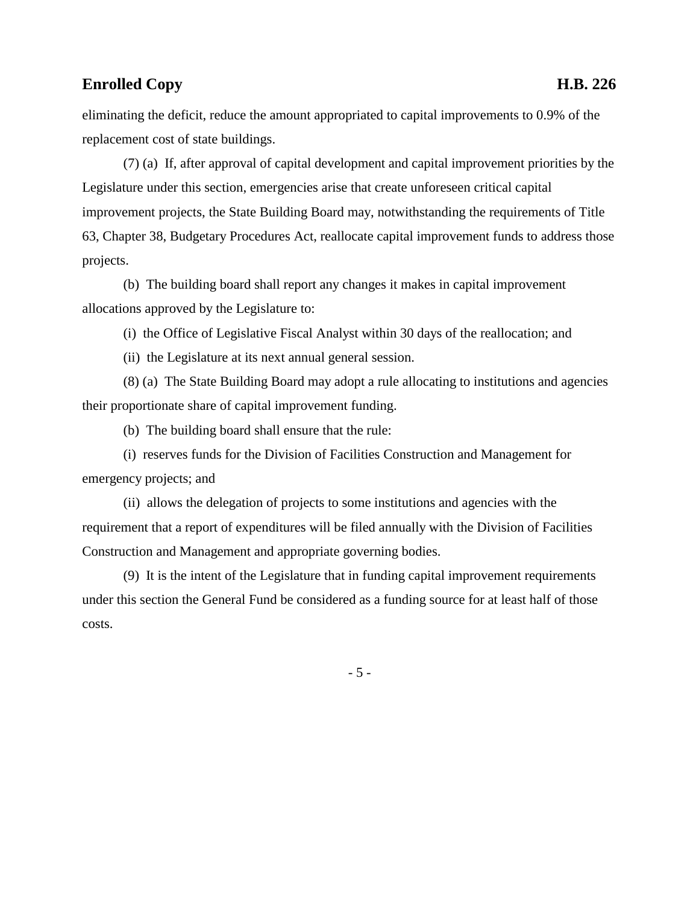eliminating the deficit, reduce the amount appropriated to capital improvements to 0.9% of the replacement cost of state buildings.

(7) (a) If, after approval of capital development and capital improvement priorities by the Legislature under this section, emergencies arise that create unforeseen critical capital improvement projects, the State Building Board may, notwithstanding the requirements of Title 63, Chapter 38, Budgetary Procedures Act, reallocate capital improvement funds to address those projects.

(b) The building board shall report any changes it makes in capital improvement allocations approved by the Legislature to:

(i) the Office of Legislative Fiscal Analyst within 30 days of the reallocation; and

(ii) the Legislature at its next annual general session.

(8) (a) The State Building Board may adopt a rule allocating to institutions and agencies their proportionate share of capital improvement funding.

(b) The building board shall ensure that the rule:

(i) reserves funds for the Division of Facilities Construction and Management for emergency projects; and

(ii) allows the delegation of projects to some institutions and agencies with the requirement that a report of expenditures will be filed annually with the Division of Facilities Construction and Management and appropriate governing bodies.

(9) It is the intent of the Legislature that in funding capital improvement requirements under this section the General Fund be considered as a funding source for at least half of those costs.